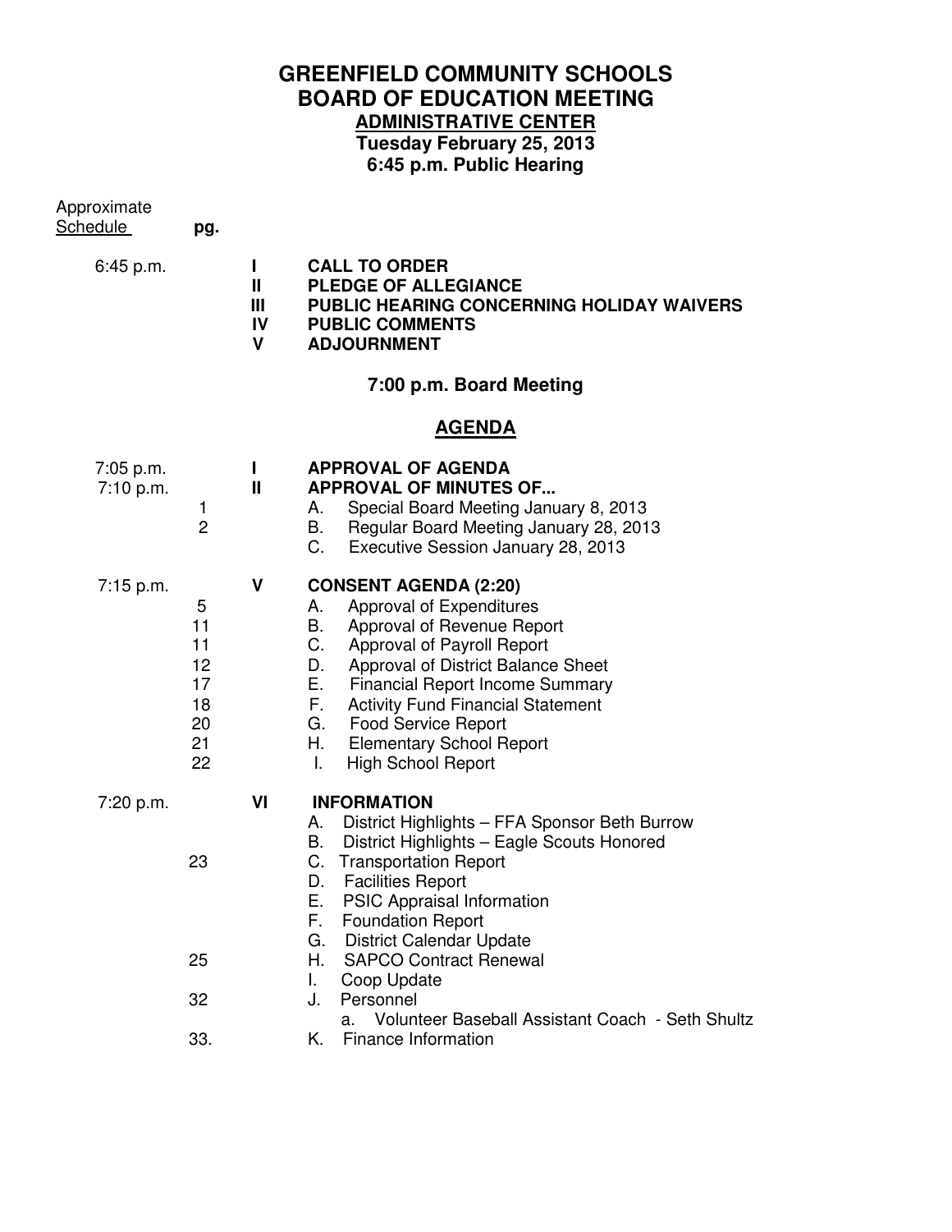# GREENFIELD COMMUNITY SCHOOLS
## BOARD OF EDUCATION MEETING
### ADMINISTRATIVE CENTER
**Tuesday February 25, 2013**
**6:45 p.m. Public Hearing**

| Approximate Schedule | pg. | | |
|---|---|---|---|
| 6:45 p.m. | | **I** | **CALL TO ORDER** |
| | | **II** | **PLEDGE OF ALLEGIANCE** |
| | | **III** | **PUBLIC HEARING CONCERNING HOLIDAY WAIVERS** |
| | | **IV** | **PUBLIC COMMENTS** |
| | | **V** | **ADJOURNMENT** |

**7:00 p.m. Board Meeting**

## AGENDA

| Approximate Schedule | pg. | | |
|---|---|---|---|
| 7:05 p.m. | | **I** | **APPROVAL OF AGENDA** |
| 7:10 p.m. | | **II** | **APPROVAL OF MINUTES OF...** |
| | 1 | | A. Special Board Meeting January 8, 2013 |
| | 2 | | B. Regular Board Meeting January 28, 2013 |
| | | | C. Executive Session January 28, 2013 |
| 7:15 p.m. | | **V** | **CONSENT AGENDA (2:20)** |
| | 5 | | A. Approval of Expenditures |
| | 11 | | B. Approval of Revenue Report |
| | 11 | | C. Approval of Payroll Report |
| | 12 | | D. Approval of District Balance Sheet |
| | 17 | | E. Financial Report Income Summary |
| | 18 | | F. Activity Fund Financial Statement |
| | 20 | | G. Food Service Report |
| | 21 | | H. Elementary School Report |
| | 22 | | I. High School Report |
| 7:20 p.m. | | **VI** | **INFORMATION** |
| | | | A. District Highlights – FFA Sponsor Beth Burrow |
| | | | B. District Highlights – Eagle Scouts Honored |
| | 23 | | C. Transportation Report |
| | | | D. Facilities Report |
| | | | E. PSIC Appraisal Information |
| | | | F. Foundation Report |
| | | | G. District Calendar Update |
| | 25 | | H. SAPCO Contract Renewal |
| | | | I. Coop Update |
| | 32 | | J. Personnel |
| | | | a. Volunteer Baseball Assistant Coach - Seth Shultz |
| | 33. | | K. Finance Information |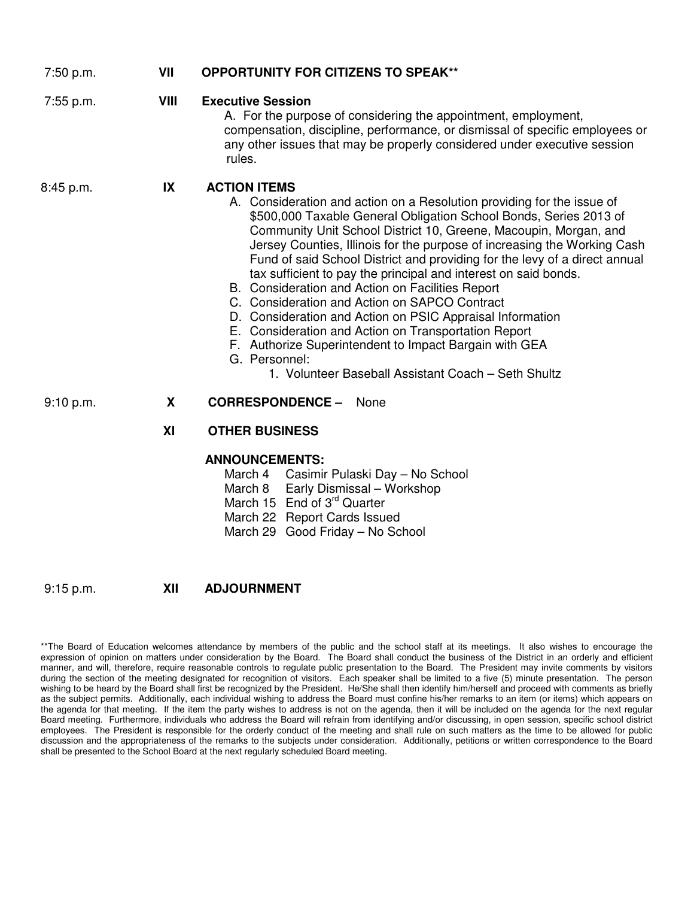7:50 p.m. **VII OPPORTUNITY FOR CITIZENS TO SPEAK****

7:55 p.m. **VIII Executive Session**

A. For the purpose of considering the appointment, employment, compensation, discipline, performance, or dismissal of specific employees or any other issues that may be properly considered under executive session rules.

8:45 p.m. **IX ACTION ITEMS**

A. Consideration and action on a Resolution providing for the issue of $500,000 Taxable General Obligation School Bonds, Series 2013 of Community Unit School District 10, Greene, Macoupin, Morgan, and Jersey Counties, Illinois for the purpose of increasing the Working Cash Fund of said School District and providing for the levy of a direct annual tax sufficient to pay the principal and interest on said bonds.
B. Consideration and Action on Facilities Report
C. Consideration and Action on SAPCO Contract
D. Consideration and Action on PSIC Appraisal Information
E. Consideration and Action on Transportation Report
F. Authorize Superintendent to Impact Bargain with GEA
G. Personnel:
    1. Volunteer Baseball Assistant Coach – Seth Shultz

9:10 p.m. **X CORRESPONDENCE –** None

**XI OTHER BUSINESS**

**ANNOUNCEMENTS:**

March 4 Casimir Pulaski Day – No School
March 8 Early Dismissal – Workshop
March 15 End of 3rd Quarter
March 22 Report Cards Issued
March 29 Good Friday – No School

9:15 p.m. **XII ADJOURNMENT**

**The Board of Education welcomes attendance by members of the public and the school staff at its meetings. It also wishes to encourage the expression of opinion on matters under consideration by the Board. The Board shall conduct the business of the District in an orderly and efficient manner, and will, therefore, require reasonable controls to regulate public presentation to the Board. The President may invite comments by visitors during the section of the meeting designated for recognition of visitors. Each speaker shall be limited to a five (5) minute presentation. The person wishing to be heard by the Board shall first be recognized by the President. He/She shall then identify him/herself and proceed with comments as briefly as the subject permits. Additionally, each individual wishing to address the Board must confine his/her remarks to an item (or items) which appears on the agenda for that meeting. If the item the party wishes to address is not on the agenda, then it will be included on the agenda for the next regular Board meeting. Furthermore, individuals who address the Board will refrain from identifying and/or discussing, in open session, specific school district employees. The President is responsible for the orderly conduct of the meeting and shall rule on such matters as the time to be allowed for public discussion and the appropriateness of the remarks to the subjects under consideration. Additionally, petitions or written correspondence to the Board shall be presented to the School Board at the next regularly scheduled Board meeting.